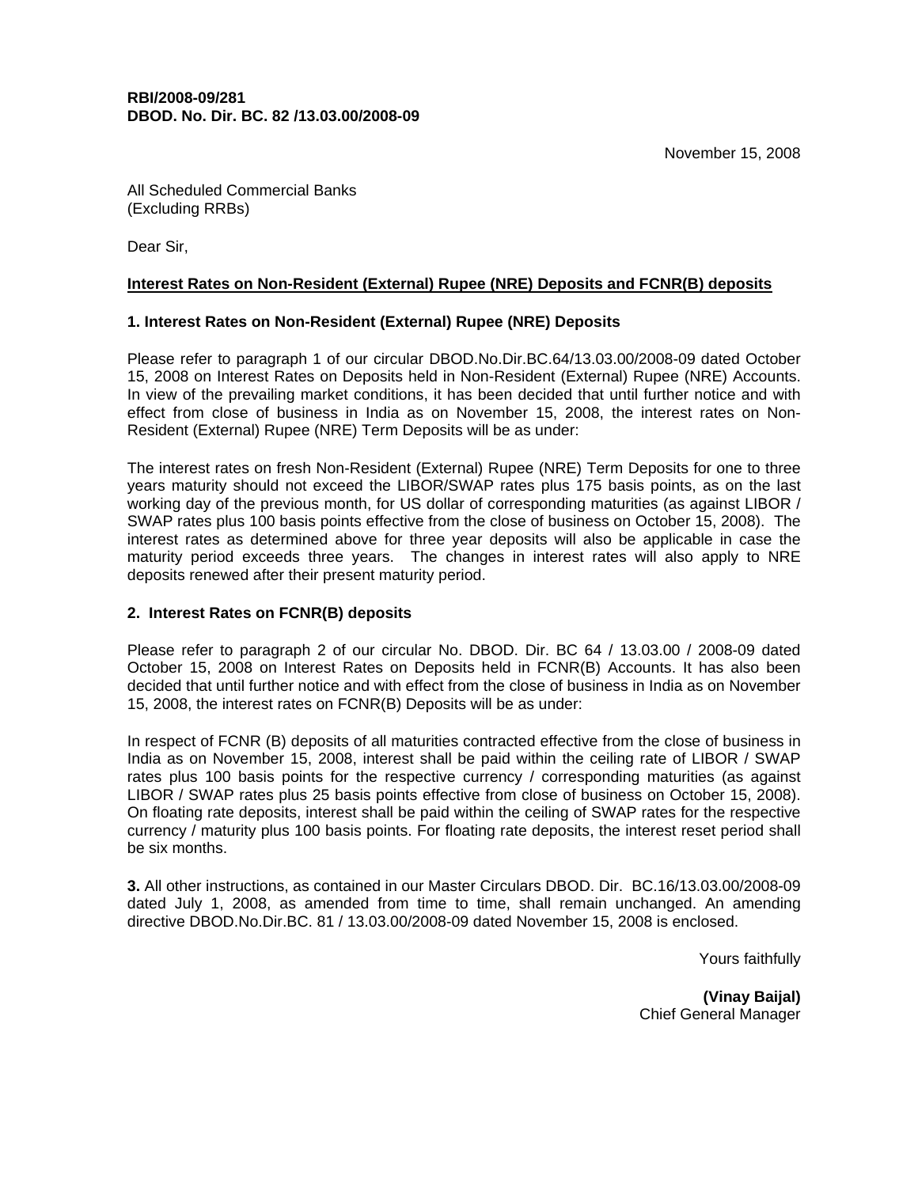**RBI/2008-09/281**
**DBOD. No. Dir. BC. 82 /13.03.00/2008-09**

November 15, 2008

All Scheduled Commercial Banks
(Excluding RRBs)

Dear Sir,

**Interest Rates on Non-Resident (External) Rupee (NRE) Deposits and FCNR(B) deposits**

**1. Interest Rates on Non-Resident (External) Rupee (NRE) Deposits**

Please refer to paragraph 1 of our circular DBOD.No.Dir.BC.64/13.03.00/2008-09 dated October 15, 2008 on Interest Rates on Deposits held in Non-Resident (External) Rupee (NRE) Accounts. In view of the prevailing market conditions, it has been decided that until further notice and with effect from close of business in India as on November 15, 2008, the interest rates on Non-Resident (External) Rupee (NRE) Term Deposits will be as under:

The interest rates on fresh Non-Resident (External) Rupee (NRE) Term Deposits for one to three years maturity should not exceed the LIBOR/SWAP rates plus 175 basis points, as on the last working day of the previous month, for US dollar of corresponding maturities (as against LIBOR / SWAP rates plus 100 basis points effective from the close of business on October 15, 2008). The interest rates as determined above for three year deposits will also be applicable in case the maturity period exceeds three years. The changes in interest rates will also apply to NRE deposits renewed after their present maturity period.

**2. Interest Rates on FCNR(B) deposits**

Please refer to paragraph 2 of our circular No. DBOD. Dir. BC 64 / 13.03.00 / 2008-09 dated October 15, 2008 on Interest Rates on Deposits held in FCNR(B) Accounts. It has also been decided that until further notice and with effect from the close of business in India as on November 15, 2008, the interest rates on FCNR(B) Deposits will be as under:

In respect of FCNR (B) deposits of all maturities contracted effective from the close of business in India as on November 15, 2008, interest shall be paid within the ceiling rate of LIBOR / SWAP rates plus 100 basis points for the respective currency / corresponding maturities (as against LIBOR / SWAP rates plus 25 basis points effective from close of business on October 15, 2008). On floating rate deposits, interest shall be paid within the ceiling of SWAP rates for the respective currency / maturity plus 100 basis points. For floating rate deposits, the interest reset period shall be six months.

**3.** All other instructions, as contained in our Master Circulars DBOD. Dir. BC.16/13.03.00/2008-09 dated July 1, 2008, as amended from time to time, shall remain unchanged. An amending directive DBOD.No.Dir.BC. 81 / 13.03.00/2008-09 dated November 15, 2008 is enclosed.

Yours faithfully

**(Vinay Baijal)**
Chief General Manager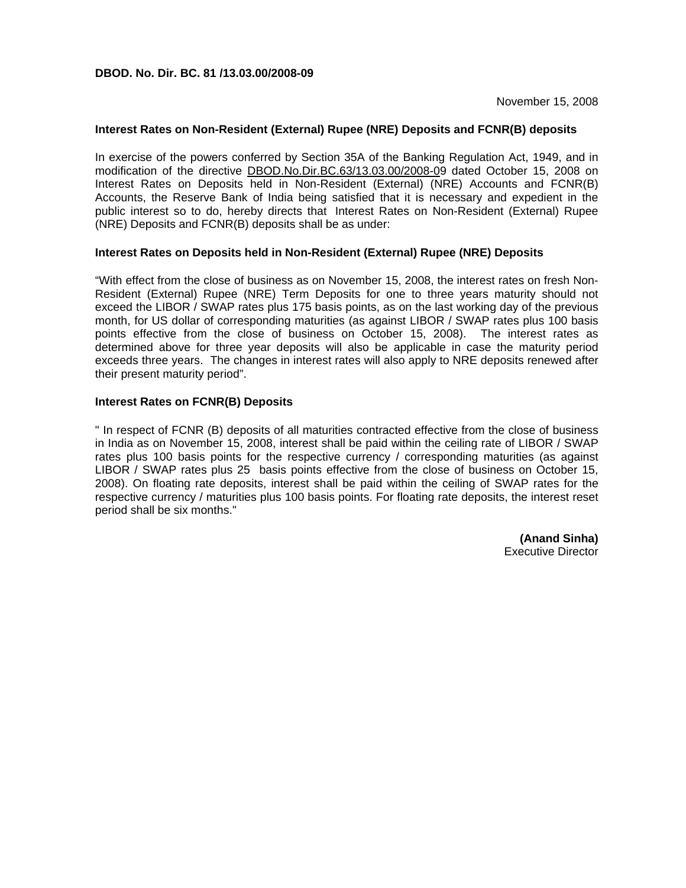**DBOD. No. Dir. BC. 81 /13.03.00/2008-09**

November 15, 2008

**Interest Rates on Non-Resident (External) Rupee (NRE) Deposits and FCNR(B) deposits**

In exercise of the powers conferred by Section 35A of the Banking Regulation Act, 1949, and in modification of the directive DBOD.No.Dir.BC.63/13.03.00/2008-09 dated October 15, 2008 on Interest Rates on Deposits held in Non-Resident (External) (NRE) Accounts and FCNR(B) Accounts, the Reserve Bank of India being satisfied that it is necessary and expedient in the public interest so to do, hereby directs that Interest Rates on Non-Resident (External) Rupee (NRE) Deposits and FCNR(B) deposits shall be as under:

**Interest Rates on Deposits held in Non-Resident (External) Rupee (NRE) Deposits**

"With effect from the close of business as on November 15, 2008, the interest rates on fresh Non-Resident (External) Rupee (NRE) Term Deposits for one to three years maturity should not exceed the LIBOR / SWAP rates plus 175 basis points, as on the last working day of the previous month, for US dollar of corresponding maturities (as against LIBOR / SWAP rates plus 100 basis points effective from the close of business on October 15, 2008). The interest rates as determined above for three year deposits will also be applicable in case the maturity period exceeds three years. The changes in interest rates will also apply to NRE deposits renewed after their present maturity period".

**Interest Rates on FCNR(B) Deposits**

" In respect of FCNR (B) deposits of all maturities contracted effective from the close of business in India as on November 15, 2008, interest shall be paid within the ceiling rate of LIBOR / SWAP rates plus 100 basis points for the respective currency / corresponding maturities (as against LIBOR / SWAP rates plus 25 basis points effective from the close of business on October 15, 2008). On floating rate deposits, interest shall be paid within the ceiling of SWAP rates for the respective currency / maturities plus 100 basis points. For floating rate deposits, the interest reset period shall be six months."

**(Anand Sinha)**
Executive Director